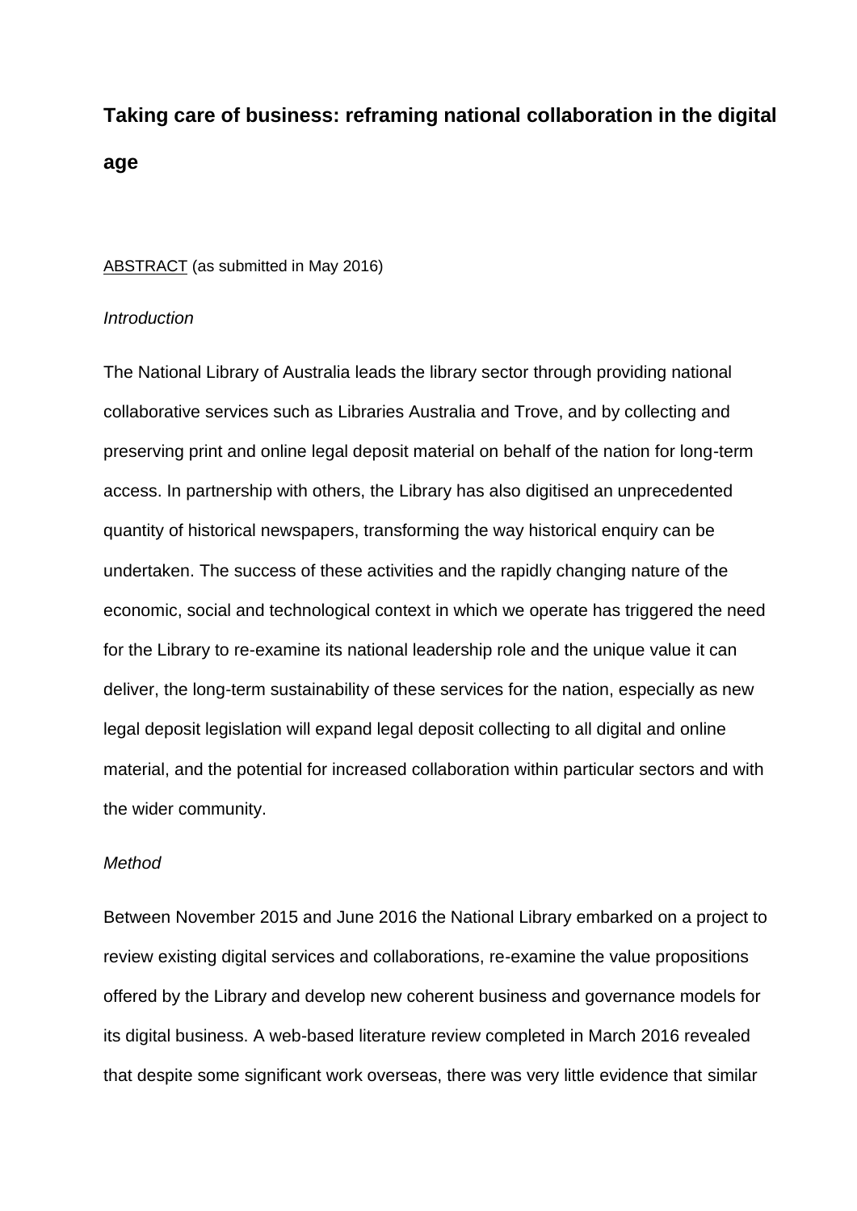# Taking care of business: reframing national collaboration in the digital age

<u>ABSTRACT</u> (as submitted in May 2016)

*Introduction*

The National Library of Australia leads the library sector through providing national collaborative services such as Libraries Australia and Trove, and by collecting and preserving print and online legal deposit material on behalf of the nation for long-term access. In partnership with others, the Library has also digitised an unprecedented quantity of historical newspapers, transforming the way historical enquiry can be undertaken. The success of these activities and the rapidly changing nature of the economic, social and technological context in which we operate has triggered the need for the Library to re-examine its national leadership role and the unique value it can deliver, the long-term sustainability of these services for the nation, especially as new legal deposit legislation will expand legal deposit collecting to all digital and online material, and the potential for increased collaboration within particular sectors and with the wider community.

*Method*

Between November 2015 and June 2016 the National Library embarked on a project to review existing digital services and collaborations, re-examine the value propositions offered by the Library and develop new coherent business and governance models for its digital business. A web-based literature review completed in March 2016 revealed that despite some significant work overseas, there was very little evidence that similar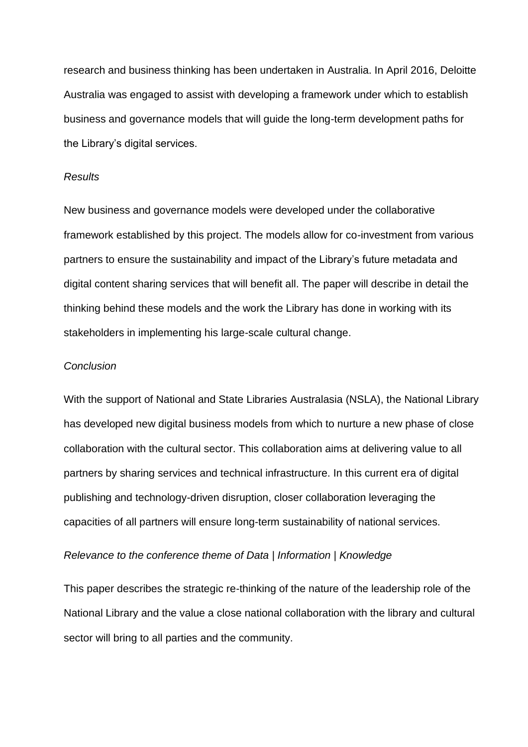research and business thinking has been undertaken in Australia. In April 2016, Deloitte Australia was engaged to assist with developing a framework under which to establish business and governance models that will guide the long-term development paths for the Library's digital services.

*Results*

New business and governance models were developed under the collaborative framework established by this project. The models allow for co-investment from various partners to ensure the sustainability and impact of the Library's future metadata and digital content sharing services that will benefit all. The paper will describe in detail the thinking behind these models and the work the Library has done in working with its stakeholders in implementing his large-scale cultural change.

*Conclusion*

With the support of National and State Libraries Australasia (NSLA), the National Library has developed new digital business models from which to nurture a new phase of close collaboration with the cultural sector. This collaboration aims at delivering value to all partners by sharing services and technical infrastructure. In this current era of digital publishing and technology-driven disruption, closer collaboration leveraging the capacities of all partners will ensure long-term sustainability of national services.

*Relevance to the conference theme of Data | Information | Knowledge*

This paper describes the strategic re-thinking of the nature of the leadership role of the National Library and the value a close national collaboration with the library and cultural sector will bring to all parties and the community.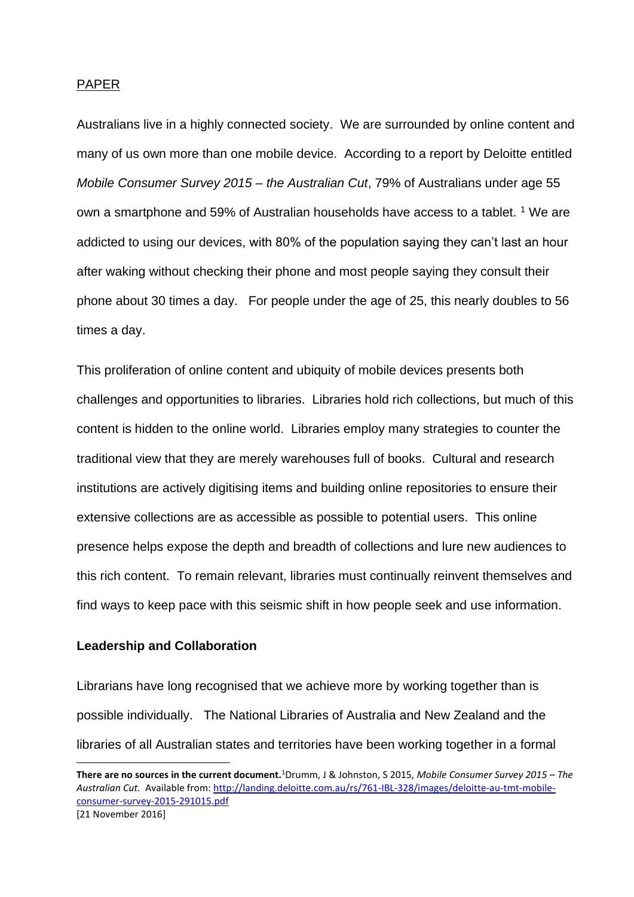PAPER

Australians live in a highly connected society. We are surrounded by online content and many of us own more than one mobile device. According to a report by Deloitte entitled *Mobile Consumer Survey 2015 – the Australian Cut*, 79% of Australians under age 55 own a smartphone and 59% of Australian households have access to a tablet. [1] We are addicted to using our devices, with 80% of the population saying they can't last an hour after waking without checking their phone and most people saying they consult their phone about 30 times a day. For people under the age of 25, this nearly doubles to 56 times a day.

This proliferation of online content and ubiquity of mobile devices presents both challenges and opportunities to libraries. Libraries hold rich collections, but much of this content is hidden to the online world. Libraries employ many strategies to counter the traditional view that they are merely warehouses full of books. Cultural and research institutions are actively digitising items and building online repositories to ensure their extensive collections are as accessible as possible to potential users. This online presence helps expose the depth and breadth of collections and lure new audiences to this rich content. To remain relevant, libraries must continually reinvent themselves and find ways to keep pace with this seismic shift in how people seek and use information.

**Leadership and Collaboration**

Librarians have long recognised that we achieve more by working together than is possible individually. The National Libraries of Australia and New Zealand and the libraries of all Australian states and territories have been working together in a formal

---

**There are no sources in the current document.**[1]Drumm, J & Johnston, S 2015, *Mobile Consumer Survey 2015 – The Australian Cut.* Available from: http://landing.deloitte.com.au/rs/761-IBL-328/images/deloitte-au-tmt-mobile-consumer-survey-2015-291015.pdf
[21 November 2016]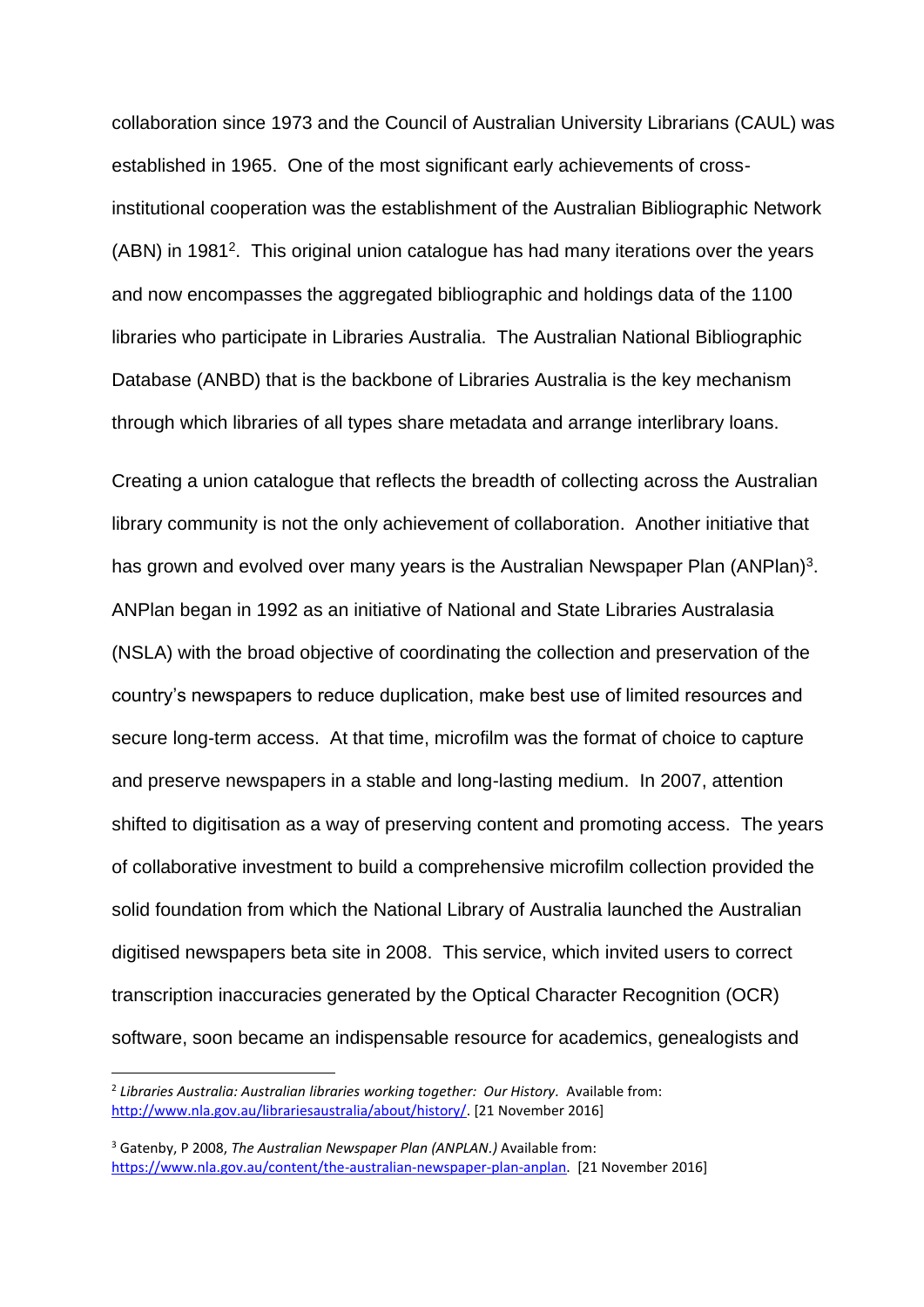collaboration since 1973 and the Council of Australian University Librarians (CAUL) was established in 1965. One of the most significant early achievements of cross-institutional cooperation was the establishment of the Australian Bibliographic Network (ABN) in 1981[2]. This original union catalogue has had many iterations over the years and now encompasses the aggregated bibliographic and holdings data of the 1100 libraries who participate in Libraries Australia. The Australian National Bibliographic Database (ANBD) that is the backbone of Libraries Australia is the key mechanism through which libraries of all types share metadata and arrange interlibrary loans.

Creating a union catalogue that reflects the breadth of collecting across the Australian library community is not the only achievement of collaboration. Another initiative that has grown and evolved over many years is the Australian Newspaper Plan (ANPlan)[3]. ANPlan began in 1992 as an initiative of National and State Libraries Australasia (NSLA) with the broad objective of coordinating the collection and preservation of the country's newspapers to reduce duplication, make best use of limited resources and secure long-term access. At that time, microfilm was the format of choice to capture and preserve newspapers in a stable and long-lasting medium. In 2007, attention shifted to digitisation as a way of preserving content and promoting access. The years of collaborative investment to build a comprehensive microfilm collection provided the solid foundation from which the National Library of Australia launched the Australian digitised newspapers beta site in 2008. This service, which invited users to correct transcription inaccuracies generated by the Optical Character Recognition (OCR) software, soon became an indispensable resource for academics, genealogists and

---

[2] *Libraries Australia: Australian libraries working together: Our History*. Available from: http://www.nla.gov.au/librariesaustralia/about/history/. [21 November 2016]

[3] Gatenby, P 2008, *The Australian Newspaper Plan (ANPLAN.)* Available from: https://www.nla.gov.au/content/the-australian-newspaper-plan-anplan. [21 November 2016]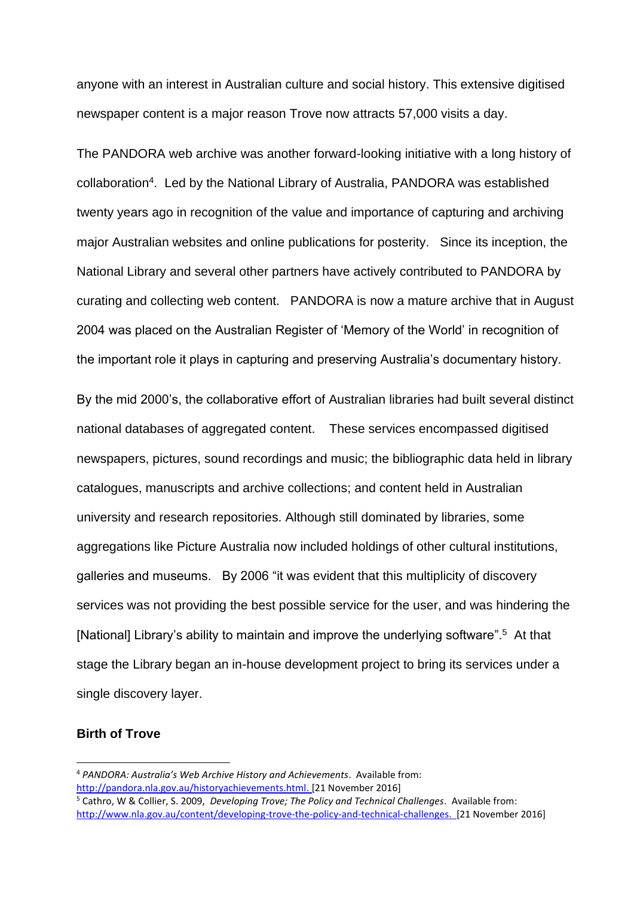anyone with an interest in Australian culture and social history. This extensive digitised newspaper content is a major reason Trove now attracts 57,000 visits a day.

The PANDORA web archive was another forward-looking initiative with a long history of collaboration[4]. Led by the National Library of Australia, PANDORA was established twenty years ago in recognition of the value and importance of capturing and archiving major Australian websites and online publications for posterity. Since its inception, the National Library and several other partners have actively contributed to PANDORA by curating and collecting web content. PANDORA is now a mature archive that in August 2004 was placed on the Australian Register of 'Memory of the World' in recognition of the important role it plays in capturing and preserving Australia's documentary history.

By the mid 2000's, the collaborative effort of Australian libraries had built several distinct national databases of aggregated content. These services encompassed digitised newspapers, pictures, sound recordings and music; the bibliographic data held in library catalogues, manuscripts and archive collections; and content held in Australian university and research repositories. Although still dominated by libraries, some aggregations like Picture Australia now included holdings of other cultural institutions, galleries and museums. By 2006 "it was evident that this multiplicity of discovery services was not providing the best possible service for the user, and was hindering the [National] Library's ability to maintain and improve the underlying software".[5] At that stage the Library began an in-house development project to bring its services under a single discovery layer.

**Birth of Trove**

---

[4] *PANDORA: Australia's Web Archive History and Achievements*. Available from: http://pandora.nla.gov.au/historyachievements.html. [21 November 2016]

[5] Cathro, W & Collier, S. 2009, *Developing Trove; The Policy and Technical Challenges*. Available from: http://www.nla.gov.au/content/developing-trove-the-policy-and-technical-challenges. [21 November 2016]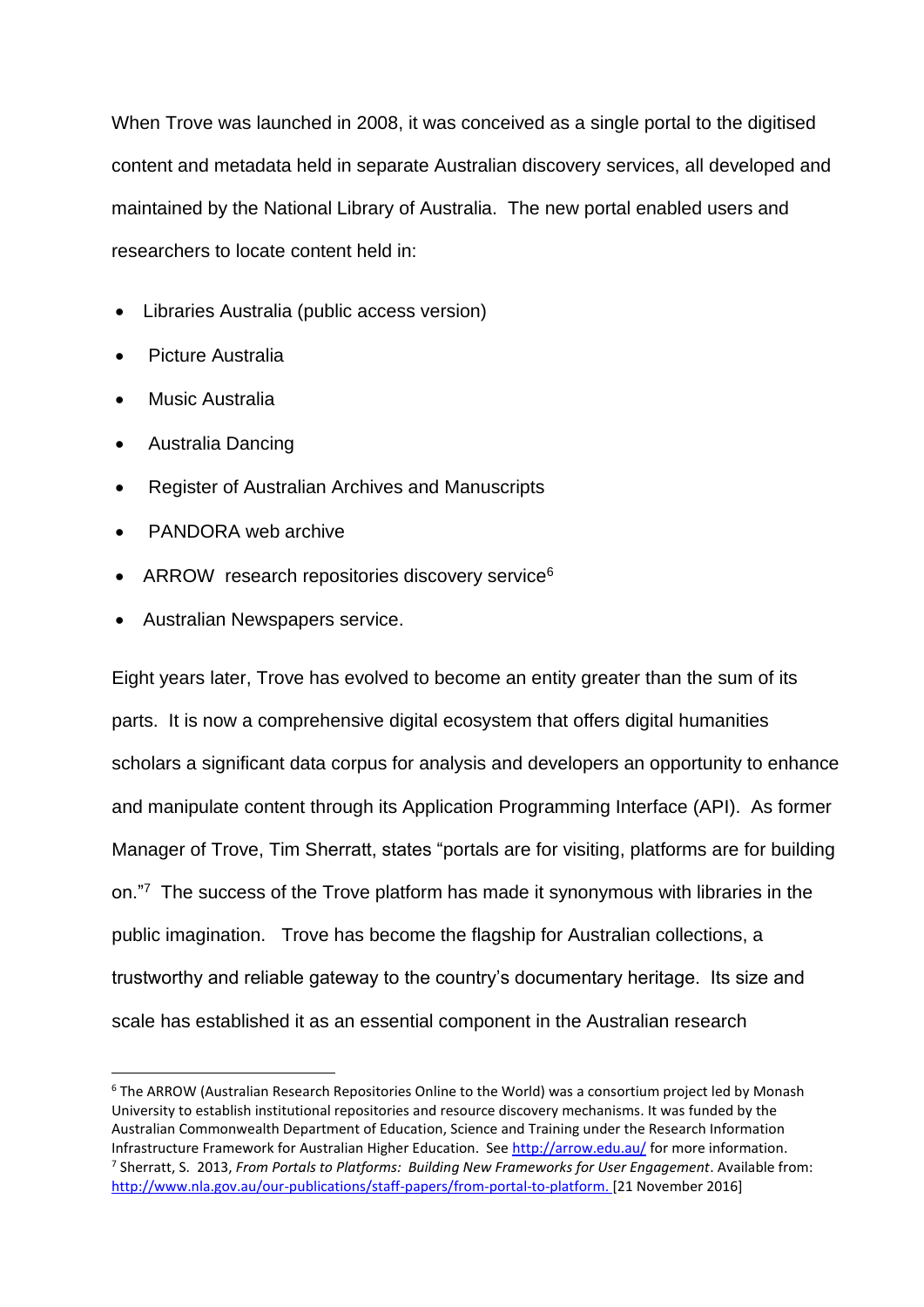When Trove was launched in 2008, it was conceived as a single portal to the digitised content and metadata held in separate Australian discovery services, all developed and maintained by the National Library of Australia. The new portal enabled users and researchers to locate content held in:

- Libraries Australia (public access version)
- Picture Australia
- Music Australia
- Australia Dancing
- Register of Australian Archives and Manuscripts
- PANDORA web archive
- ARROW research repositories discovery service[6]
- Australian Newspapers service.

Eight years later, Trove has evolved to become an entity greater than the sum of its parts. It is now a comprehensive digital ecosystem that offers digital humanities scholars a significant data corpus for analysis and developers an opportunity to enhance and manipulate content through its Application Programming Interface (API). As former Manager of Trove, Tim Sherratt, states "portals are for visiting, platforms are for building on."[7] The success of the Trove platform has made it synonymous with libraries in the public imagination. Trove has become the flagship for Australian collections, a trustworthy and reliable gateway to the country's documentary heritage. Its size and scale has established it as an essential component in the Australian research

---

[6] The ARROW (Australian Research Repositories Online to the World) was a consortium project led by Monash University to establish institutional repositories and resource discovery mechanisms. It was funded by the Australian Commonwealth Department of Education, Science and Training under the Research Information Infrastructure Framework for Australian Higher Education. See http://arrow.edu.au/ for more information.

[7] Sherratt, S. 2013, *From Portals to Platforms: Building New Frameworks for User Engagement*. Available from: http://www.nla.gov.au/our-publications/staff-papers/from-portal-to-platform. [21 November 2016]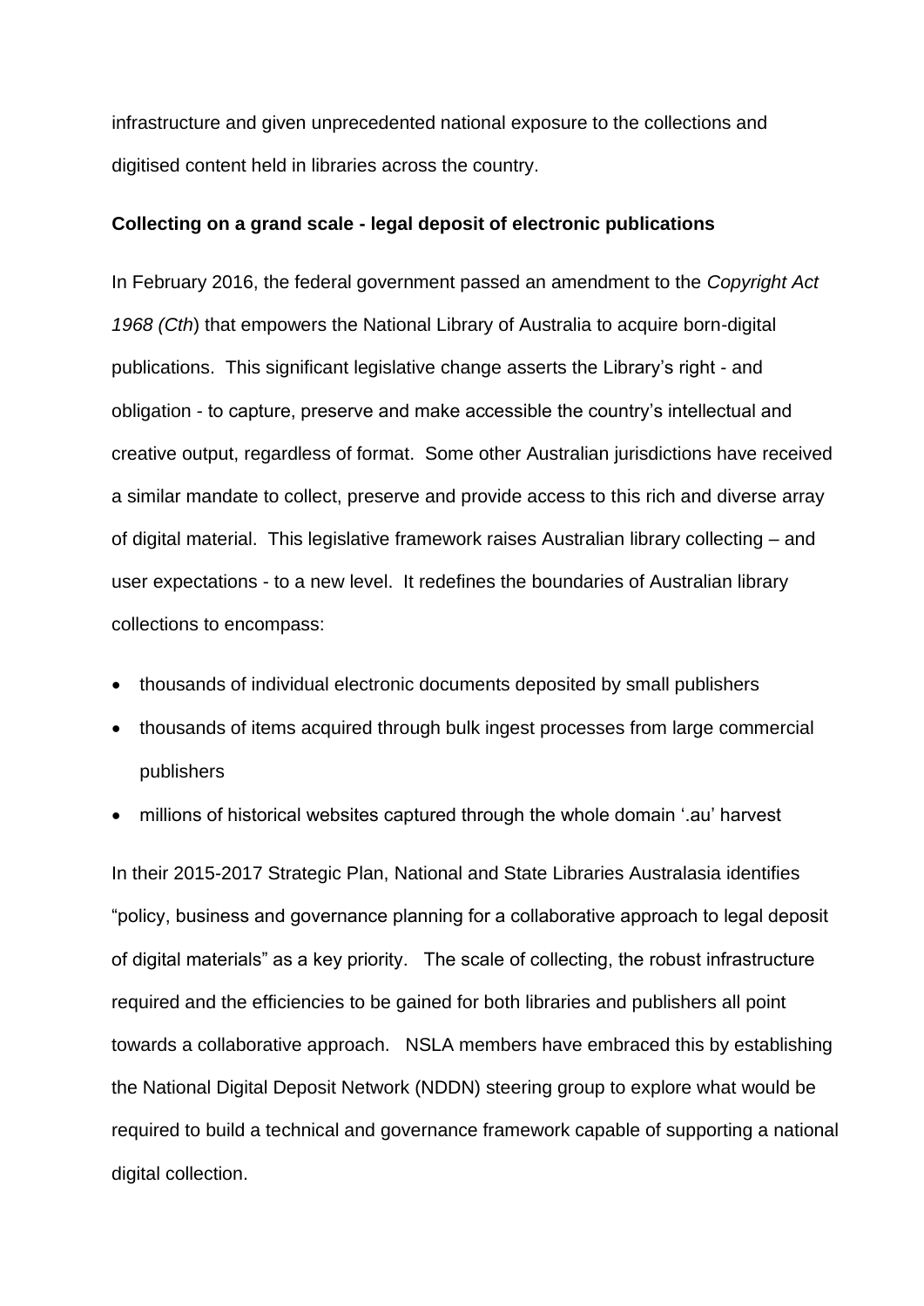infrastructure and given unprecedented national exposure to the collections and digitised content held in libraries across the country.

**Collecting on a grand scale - legal deposit of electronic publications**

In February 2016, the federal government passed an amendment to the *Copyright Act 1968 (Cth*) that empowers the National Library of Australia to acquire born-digital publications. This significant legislative change asserts the Library's right - and obligation - to capture, preserve and make accessible the country's intellectual and creative output, regardless of format. Some other Australian jurisdictions have received a similar mandate to collect, preserve and provide access to this rich and diverse array of digital material. This legislative framework raises Australian library collecting – and user expectations - to a new level. It redefines the boundaries of Australian library collections to encompass:

- thousands of individual electronic documents deposited by small publishers
- thousands of items acquired through bulk ingest processes from large commercial publishers
- millions of historical websites captured through the whole domain '.au' harvest

In their 2015-2017 Strategic Plan, National and State Libraries Australasia identifies "policy, business and governance planning for a collaborative approach to legal deposit of digital materials" as a key priority. The scale of collecting, the robust infrastructure required and the efficiencies to be gained for both libraries and publishers all point towards a collaborative approach. NSLA members have embraced this by establishing the National Digital Deposit Network (NDDN) steering group to explore what would be required to build a technical and governance framework capable of supporting a national digital collection.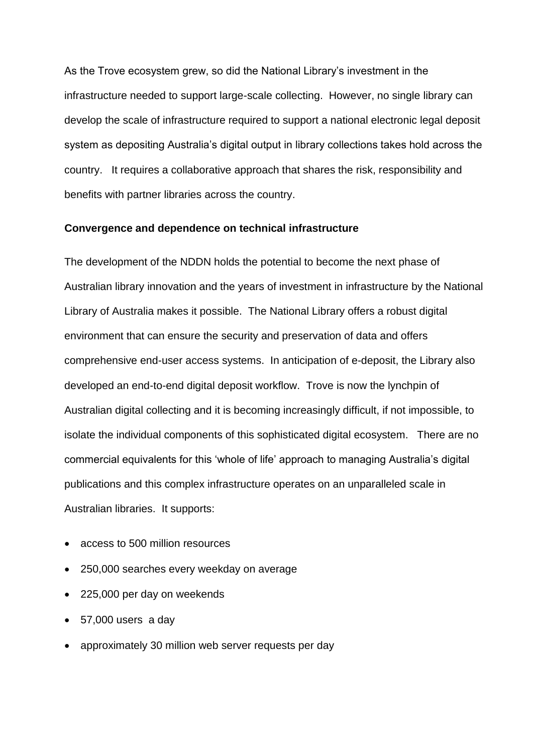As the Trove ecosystem grew, so did the National Library's investment in the infrastructure needed to support large-scale collecting. However, no single library can develop the scale of infrastructure required to support a national electronic legal deposit system as depositing Australia's digital output in library collections takes hold across the country. It requires a collaborative approach that shares the risk, responsibility and benefits with partner libraries across the country.

**Convergence and dependence on technical infrastructure**

The development of the NDDN holds the potential to become the next phase of Australian library innovation and the years of investment in infrastructure by the National Library of Australia makes it possible. The National Library offers a robust digital environment that can ensure the security and preservation of data and offers comprehensive end-user access systems. In anticipation of e-deposit, the Library also developed an end-to-end digital deposit workflow. Trove is now the lynchpin of Australian digital collecting and it is becoming increasingly difficult, if not impossible, to isolate the individual components of this sophisticated digital ecosystem. There are no commercial equivalents for this 'whole of life' approach to managing Australia's digital publications and this complex infrastructure operates on an unparalleled scale in Australian libraries. It supports:

- access to 500 million resources
- 250,000 searches every weekday on average
- 225,000 per day on weekends
- 57,000 users a day
- approximately 30 million web server requests per day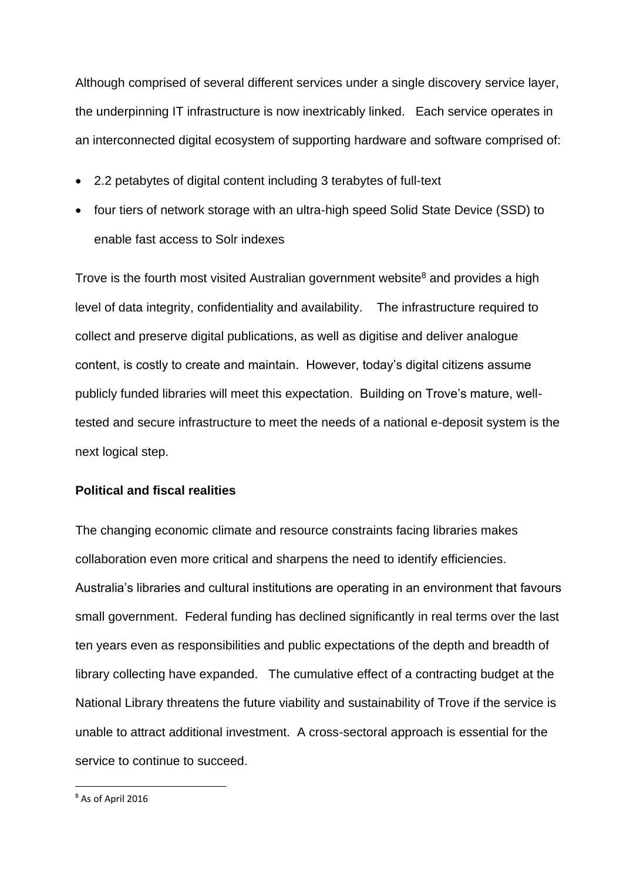Although comprised of several different services under a single discovery service layer, the underpinning IT infrastructure is now inextricably linked. Each service operates in an interconnected digital ecosystem of supporting hardware and software comprised of:

- 2.2 petabytes of digital content including 3 terabytes of full-text
- four tiers of network storage with an ultra-high speed Solid State Device (SSD) to enable fast access to Solr indexes

Trove is the fourth most visited Australian government website[8] and provides a high level of data integrity, confidentiality and availability. The infrastructure required to collect and preserve digital publications, as well as digitise and deliver analogue content, is costly to create and maintain. However, today's digital citizens assume publicly funded libraries will meet this expectation. Building on Trove's mature, well-tested and secure infrastructure to meet the needs of a national e-deposit system is the next logical step.

**Political and fiscal realities**

The changing economic climate and resource constraints facing libraries makes collaboration even more critical and sharpens the need to identify efficiencies. Australia's libraries and cultural institutions are operating in an environment that favours small government. Federal funding has declined significantly in real terms over the last ten years even as responsibilities and public expectations of the depth and breadth of library collecting have expanded. The cumulative effect of a contracting budget at the National Library threatens the future viability and sustainability of Trove if the service is unable to attract additional investment. A cross-sectoral approach is essential for the service to continue to succeed.

---

[8] As of April 2016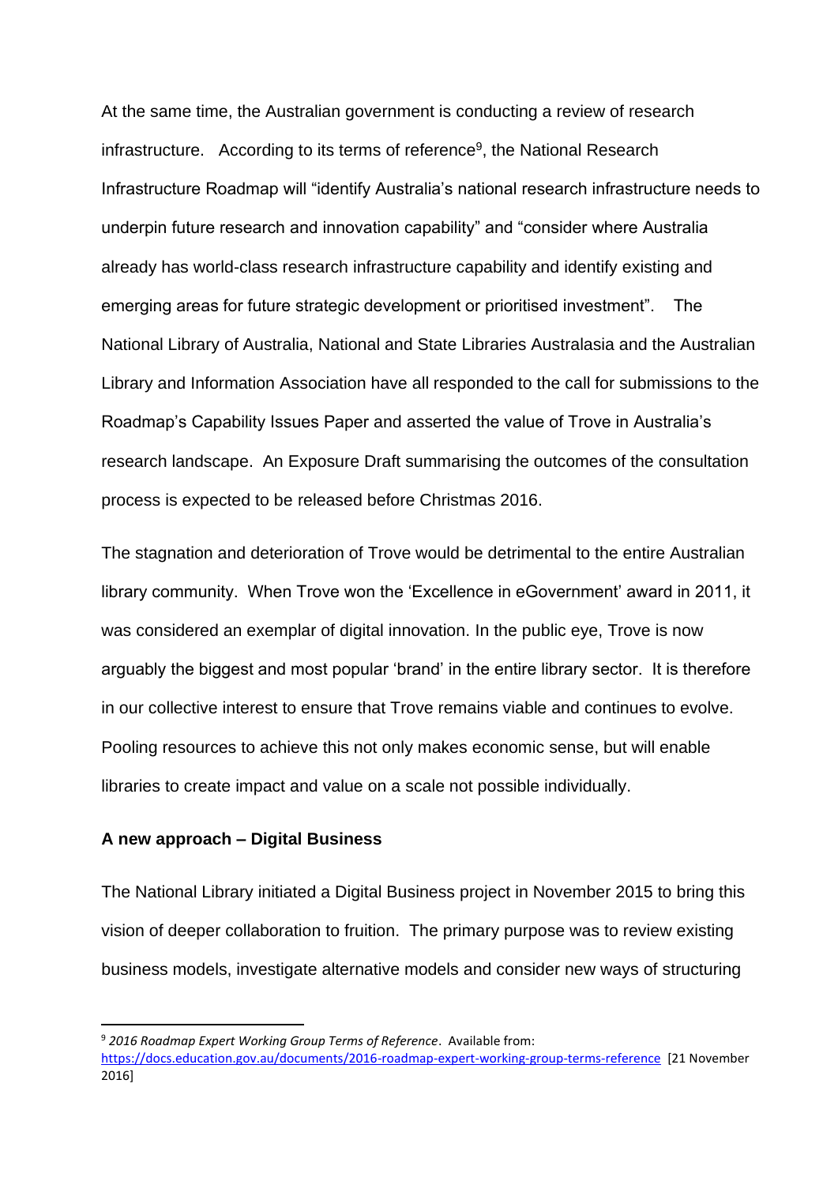At the same time, the Australian government is conducting a review of research infrastructure. According to its terms of reference[9], the National Research Infrastructure Roadmap will "identify Australia's national research infrastructure needs to underpin future research and innovation capability" and "consider where Australia already has world-class research infrastructure capability and identify existing and emerging areas for future strategic development or prioritised investment". The National Library of Australia, National and State Libraries Australasia and the Australian Library and Information Association have all responded to the call for submissions to the Roadmap's Capability Issues Paper and asserted the value of Trove in Australia's research landscape. An Exposure Draft summarising the outcomes of the consultation process is expected to be released before Christmas 2016.

The stagnation and deterioration of Trove would be detrimental to the entire Australian library community. When Trove won the 'Excellence in eGovernment' award in 2011, it was considered an exemplar of digital innovation. In the public eye, Trove is now arguably the biggest and most popular 'brand' in the entire library sector. It is therefore in our collective interest to ensure that Trove remains viable and continues to evolve. Pooling resources to achieve this not only makes economic sense, but will enable libraries to create impact and value on a scale not possible individually.

**A new approach – Digital Business**

The National Library initiated a Digital Business project in November 2015 to bring this vision of deeper collaboration to fruition. The primary purpose was to review existing business models, investigate alternative models and consider new ways of structuring

---

[9] *2016 Roadmap Expert Working Group Terms of Reference*. Available from: https://docs.education.gov.au/documents/2016-roadmap-expert-working-group-terms-reference [21 November 2016]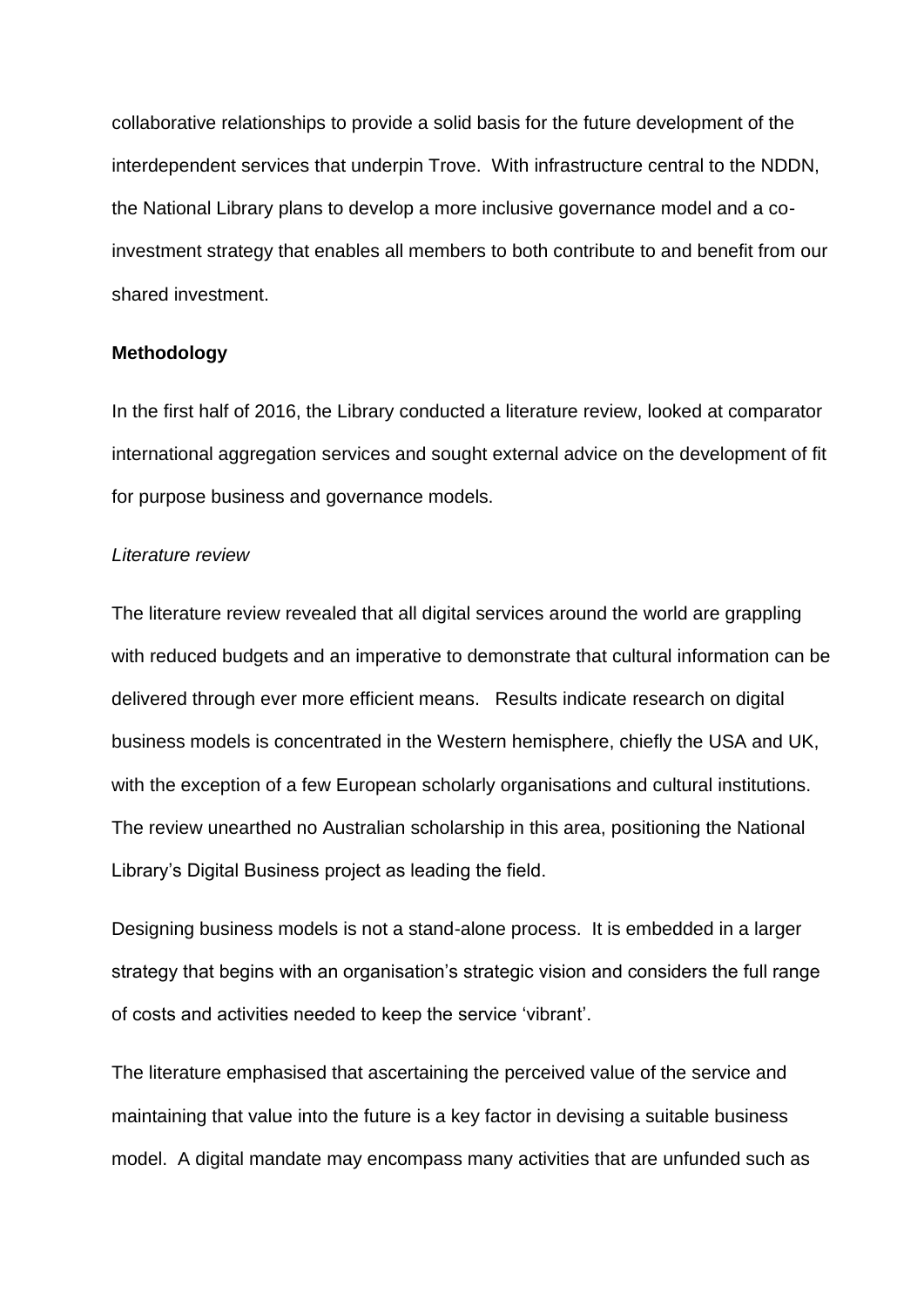collaborative relationships to provide a solid basis for the future development of the interdependent services that underpin Trove. With infrastructure central to the NDDN, the National Library plans to develop a more inclusive governance model and a co-investment strategy that enables all members to both contribute to and benefit from our shared investment.

**Methodology**

In the first half of 2016, the Library conducted a literature review, looked at comparator international aggregation services and sought external advice on the development of fit for purpose business and governance models.

*Literature review*

The literature review revealed that all digital services around the world are grappling with reduced budgets and an imperative to demonstrate that cultural information can be delivered through ever more efficient means. Results indicate research on digital business models is concentrated in the Western hemisphere, chiefly the USA and UK, with the exception of a few European scholarly organisations and cultural institutions. The review unearthed no Australian scholarship in this area, positioning the National Library's Digital Business project as leading the field.

Designing business models is not a stand-alone process. It is embedded in a larger strategy that begins with an organisation's strategic vision and considers the full range of costs and activities needed to keep the service 'vibrant'.

The literature emphasised that ascertaining the perceived value of the service and maintaining that value into the future is a key factor in devising a suitable business model. A digital mandate may encompass many activities that are unfunded such as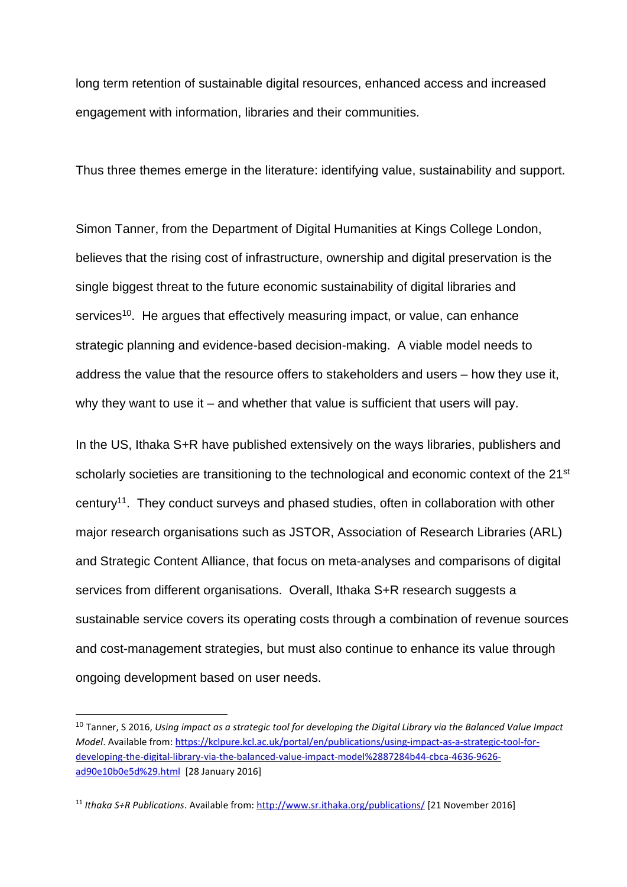long term retention of sustainable digital resources, enhanced access and increased engagement with information, libraries and their communities.

Thus three themes emerge in the literature: identifying value, sustainability and support.

Simon Tanner, from the Department of Digital Humanities at Kings College London, believes that the rising cost of infrastructure, ownership and digital preservation is the single biggest threat to the future economic sustainability of digital libraries and services[10]. He argues that effectively measuring impact, or value, can enhance strategic planning and evidence-based decision-making. A viable model needs to address the value that the resource offers to stakeholders and users – how they use it, why they want to use it – and whether that value is sufficient that users will pay.

In the US, Ithaka S+R have published extensively on the ways libraries, publishers and scholarly societies are transitioning to the technological and economic context of the 21st century[11]. They conduct surveys and phased studies, often in collaboration with other major research organisations such as JSTOR, Association of Research Libraries (ARL) and Strategic Content Alliance, that focus on meta-analyses and comparisons of digital services from different organisations. Overall, Ithaka S+R research suggests a sustainable service covers its operating costs through a combination of revenue sources and cost-management strategies, but must also continue to enhance its value through ongoing development based on user needs.

---

[10] Tanner, S 2016, *Using impact as a strategic tool for developing the Digital Library via the Balanced Value Impact Model*. Available from: https://kclpure.kcl.ac.uk/portal/en/publications/using-impact-as-a-strategic-tool-for-developing-the-digital-library-via-the-balanced-value-impact-model%2887284b44-cbca-4636-9626-ad90e10b0e5d%29.html [28 January 2016]

[11] *Ithaka S+R Publications*. Available from: http://www.sr.ithaka.org/publications/ [21 November 2016]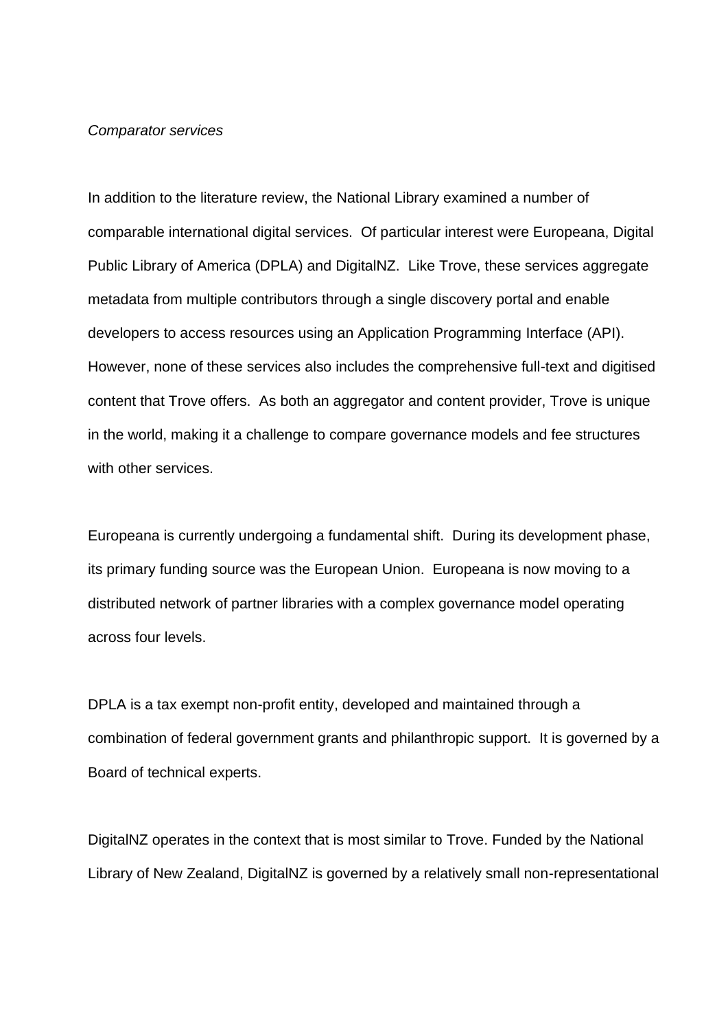*Comparator services*

In addition to the literature review, the National Library examined a number of comparable international digital services. Of particular interest were Europeana, Digital Public Library of America (DPLA) and DigitalNZ. Like Trove, these services aggregate metadata from multiple contributors through a single discovery portal and enable developers to access resources using an Application Programming Interface (API). However, none of these services also includes the comprehensive full-text and digitised content that Trove offers. As both an aggregator and content provider, Trove is unique in the world, making it a challenge to compare governance models and fee structures with other services.

Europeana is currently undergoing a fundamental shift. During its development phase, its primary funding source was the European Union. Europeana is now moving to a distributed network of partner libraries with a complex governance model operating across four levels.

DPLA is a tax exempt non-profit entity, developed and maintained through a combination of federal government grants and philanthropic support. It is governed by a Board of technical experts.

DigitalNZ operates in the context that is most similar to Trove. Funded by the National Library of New Zealand, DigitalNZ is governed by a relatively small non-representational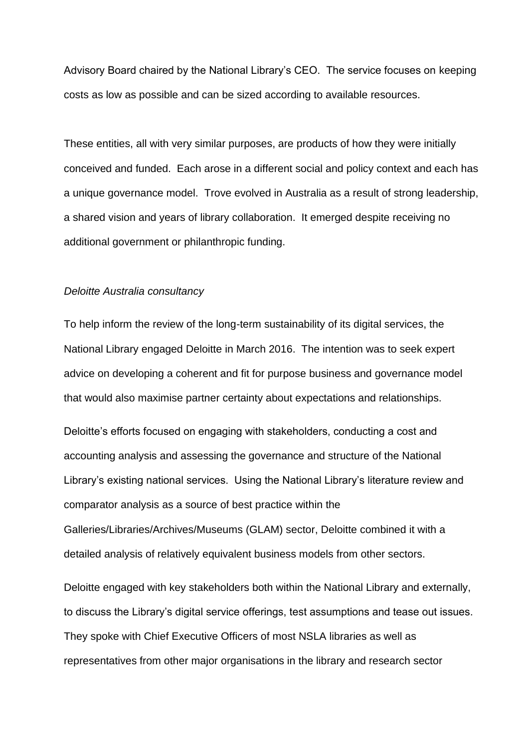Advisory Board chaired by the National Library's CEO. The service focuses on keeping costs as low as possible and can be sized according to available resources.

These entities, all with very similar purposes, are products of how they were initially conceived and funded. Each arose in a different social and policy context and each has a unique governance model. Trove evolved in Australia as a result of strong leadership, a shared vision and years of library collaboration. It emerged despite receiving no additional government or philanthropic funding.

*Deloitte Australia consultancy*

To help inform the review of the long-term sustainability of its digital services, the National Library engaged Deloitte in March 2016. The intention was to seek expert advice on developing a coherent and fit for purpose business and governance model that would also maximise partner certainty about expectations and relationships.

Deloitte's efforts focused on engaging with stakeholders, conducting a cost and accounting analysis and assessing the governance and structure of the National Library's existing national services. Using the National Library's literature review and comparator analysis as a source of best practice within the Galleries/Libraries/Archives/Museums (GLAM) sector, Deloitte combined it with a detailed analysis of relatively equivalent business models from other sectors.

Deloitte engaged with key stakeholders both within the National Library and externally, to discuss the Library's digital service offerings, test assumptions and tease out issues. They spoke with Chief Executive Officers of most NSLA libraries as well as representatives from other major organisations in the library and research sector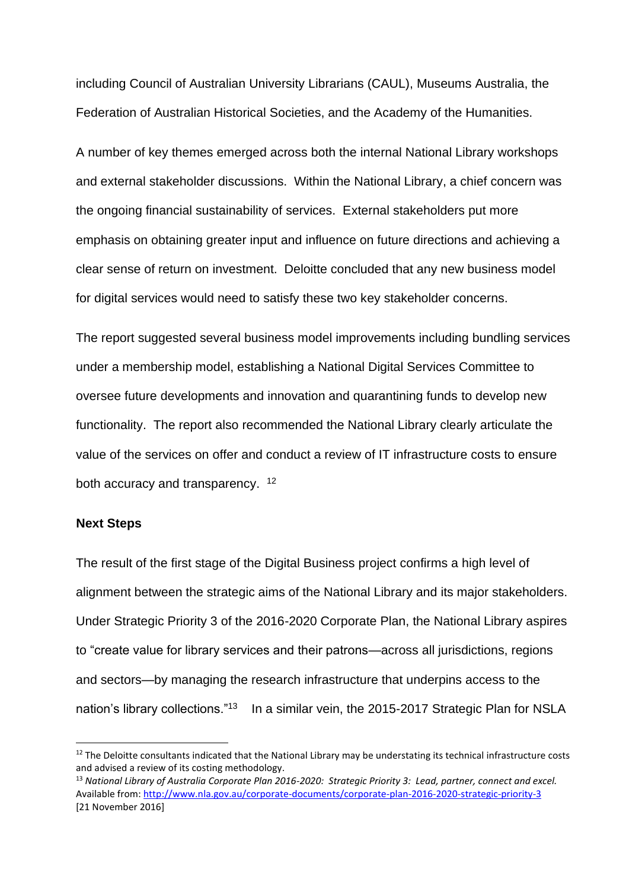including Council of Australian University Librarians (CAUL), Museums Australia, the Federation of Australian Historical Societies, and the Academy of the Humanities.

A number of key themes emerged across both the internal National Library workshops and external stakeholder discussions. Within the National Library, a chief concern was the ongoing financial sustainability of services. External stakeholders put more emphasis on obtaining greater input and influence on future directions and achieving a clear sense of return on investment. Deloitte concluded that any new business model for digital services would need to satisfy these two key stakeholder concerns.

The report suggested several business model improvements including bundling services under a membership model, establishing a National Digital Services Committee to oversee future developments and innovation and quarantining funds to develop new functionality. The report also recommended the National Library clearly articulate the value of the services on offer and conduct a review of IT infrastructure costs to ensure both accuracy and transparency. [12]

## Next Steps

The result of the first stage of the Digital Business project confirms a high level of alignment between the strategic aims of the National Library and its major stakeholders. Under Strategic Priority 3 of the 2016-2020 Corporate Plan, the National Library aspires to "create value for library services and their patrons—across all jurisdictions, regions and sectors—by managing the research infrastructure that underpins access to the nation's library collections."[13] In a similar vein, the 2015-2017 Strategic Plan for NSLA

---

[12] The Deloitte consultants indicated that the National Library may be understating its technical infrastructure costs and advised a review of its costing methodology.

[13] *National Library of Australia Corporate Plan 2016-2020: Strategic Priority 3: Lead, partner, connect and excel.* Available from: http://www.nla.gov.au/corporate-documents/corporate-plan-2016-2020-strategic-priority-3 [21 November 2016]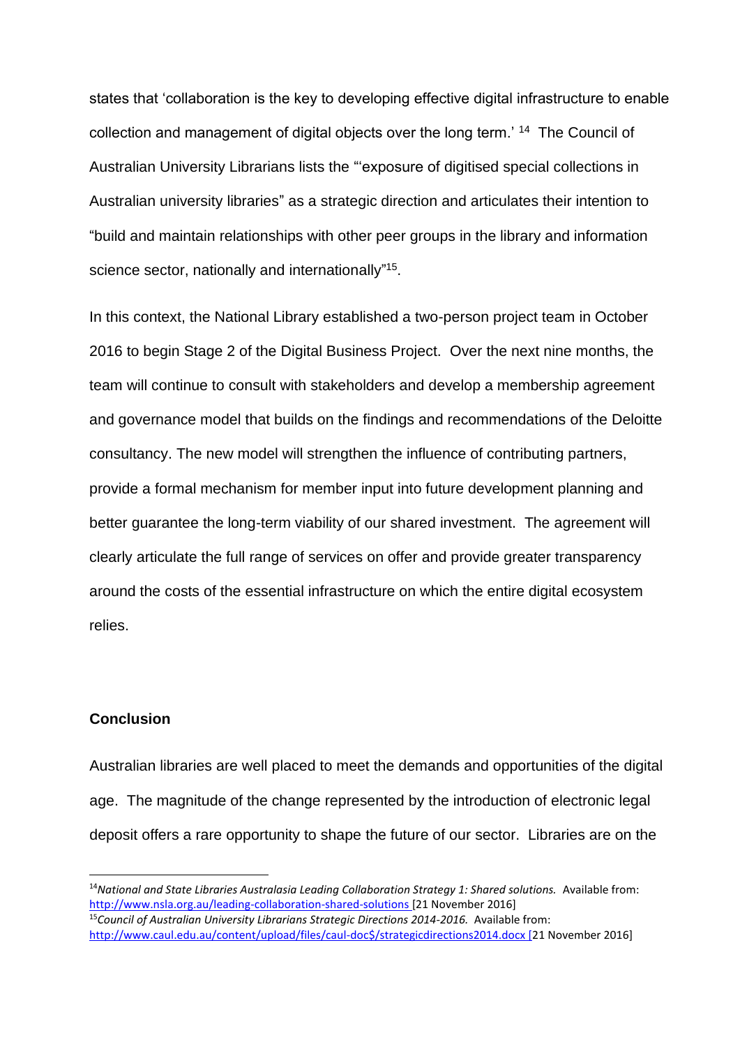states that 'collaboration is the key to developing effective digital infrastructure to enable collection and management of digital objects over the long term.' [14] The Council of Australian University Librarians lists the "'exposure of digitised special collections in Australian university libraries" as a strategic direction and articulates their intention to "build and maintain relationships with other peer groups in the library and information science sector, nationally and internationally"[15].

In this context, the National Library established a two-person project team in October 2016 to begin Stage 2 of the Digital Business Project. Over the next nine months, the team will continue to consult with stakeholders and develop a membership agreement and governance model that builds on the findings and recommendations of the Deloitte consultancy. The new model will strengthen the influence of contributing partners, provide a formal mechanism for member input into future development planning and better guarantee the long-term viability of our shared investment. The agreement will clearly articulate the full range of services on offer and provide greater transparency around the costs of the essential infrastructure on which the entire digital ecosystem relies.

**Conclusion**

Australian libraries are well placed to meet the demands and opportunities of the digital age. The magnitude of the change represented by the introduction of electronic legal deposit offers a rare opportunity to shape the future of our sector. Libraries are on the

---

[14]*National and State Libraries Australasia Leading Collaboration Strategy 1: Shared solutions.* Available from: http://www.nsla.org.au/leading-collaboration-shared-solutions [21 November 2016]

[15]*Council of Australian University Librarians Strategic Directions 2014-2016.* Available from: http://www.caul.edu.au/content/upload/files/caul-doc$/strategicdirections2014.docx [21 November 2016]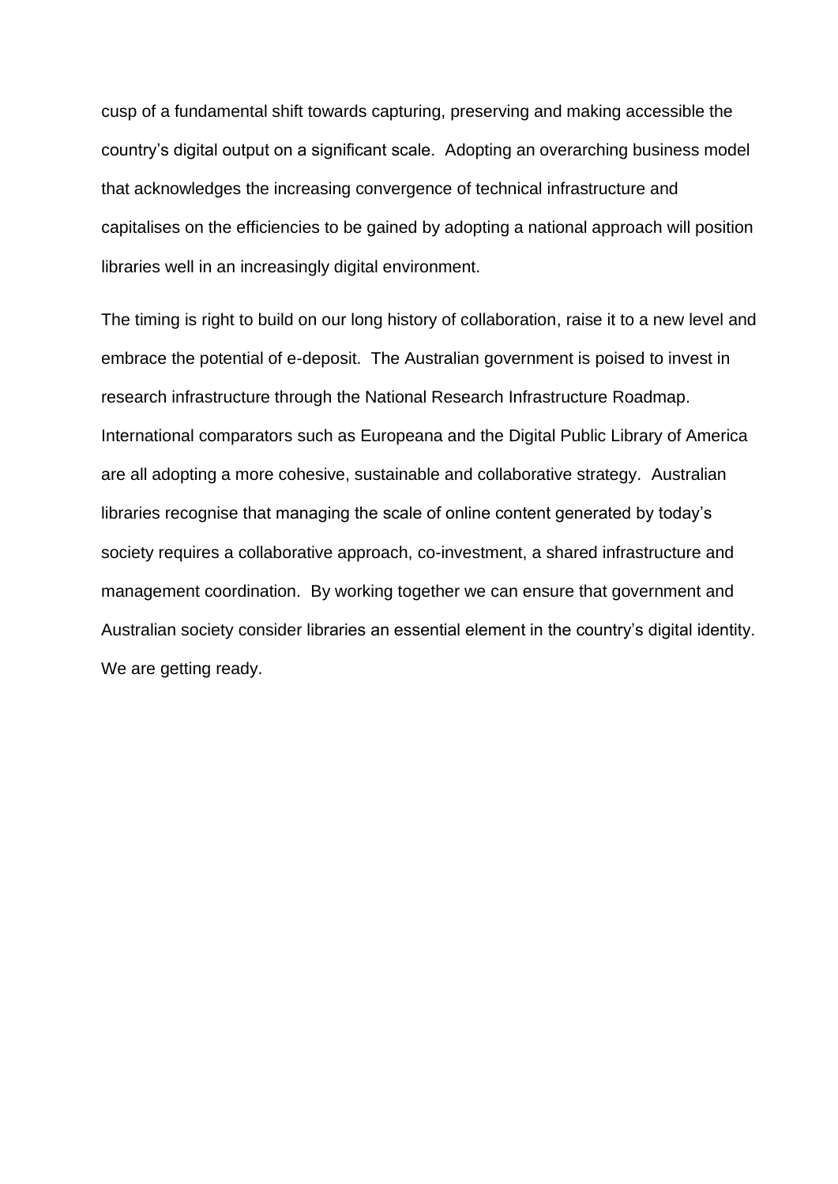cusp of a fundamental shift towards capturing, preserving and making accessible the country's digital output on a significant scale. Adopting an overarching business model that acknowledges the increasing convergence of technical infrastructure and capitalises on the efficiencies to be gained by adopting a national approach will position libraries well in an increasingly digital environment.

The timing is right to build on our long history of collaboration, raise it to a new level and embrace the potential of e-deposit. The Australian government is poised to invest in research infrastructure through the National Research Infrastructure Roadmap. International comparators such as Europeana and the Digital Public Library of America are all adopting a more cohesive, sustainable and collaborative strategy. Australian libraries recognise that managing the scale of online content generated by today's society requires a collaborative approach, co-investment, a shared infrastructure and management coordination. By working together we can ensure that government and Australian society consider libraries an essential element in the country's digital identity. We are getting ready.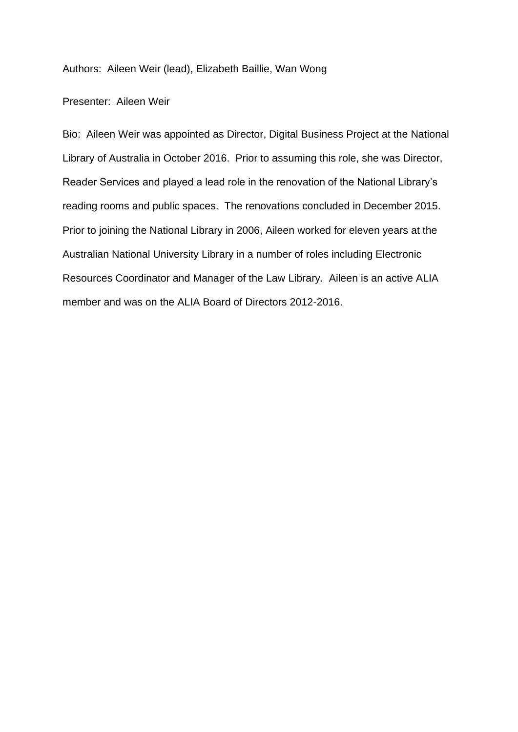Authors: Aileen Weir (lead), Elizabeth Baillie, Wan Wong

Presenter: Aileen Weir

Bio: Aileen Weir was appointed as Director, Digital Business Project at the National Library of Australia in October 2016. Prior to assuming this role, she was Director, Reader Services and played a lead role in the renovation of the National Library's reading rooms and public spaces. The renovations concluded in December 2015. Prior to joining the National Library in 2006, Aileen worked for eleven years at the Australian National University Library in a number of roles including Electronic Resources Coordinator and Manager of the Law Library. Aileen is an active ALIA member and was on the ALIA Board of Directors 2012-2016.